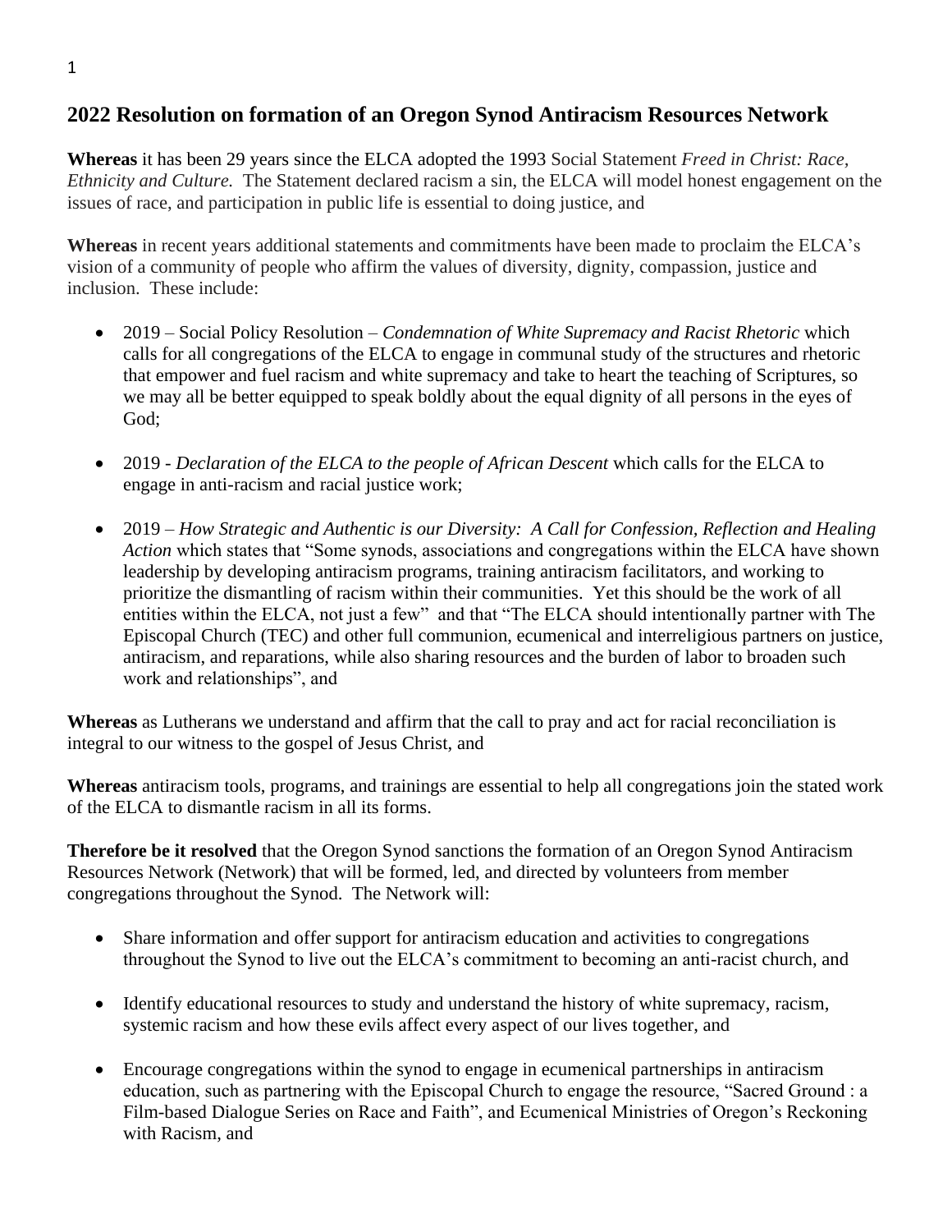## 2022 Resolution on formation of an Oregon Synod Antiracism Resources Network

**Whereas** it has been 29 years since the ELCA adopted the 1993 Social Statement *Freed in Christ: Race, Ethnicity and Culture.* The Statement declared racism a sin, the ELCA will model honest engagement on the issues of race, and participation in public life is essential to doing justice, and

**Whereas** in recent years additional statements and commitments have been made to proclaim the ELCA's vision of a community of people who affirm the values of diversity, dignity, compassion, justice and inclusion. These include:

- 2019 – Social Policy Resolution – *Condemnation of White Supremacy and Racist Rhetoric* which calls for all congregations of the ELCA to engage in communal study of the structures and rhetoric that empower and fuel racism and white supremacy and take to heart the teaching of Scriptures, so we may all be better equipped to speak boldly about the equal dignity of all persons in the eyes of God;

- 2019 - *Declaration of the ELCA to the people of African Descent* which calls for the ELCA to engage in anti-racism and racial justice work;

- 2019 – *How Strategic and Authentic is our Diversity: A Call for Confession, Reflection and Healing Action* which states that "Some synods, associations and congregations within the ELCA have shown leadership by developing antiracism programs, training antiracism facilitators, and working to prioritize the dismantling of racism within their communities. Yet this should be the work of all entities within the ELCA, not just a few" and that "The ELCA should intentionally partner with The Episcopal Church (TEC) and other full communion, ecumenical and interreligious partners on justice, antiracism, and reparations, while also sharing resources and the burden of labor to broaden such work and relationships", and

**Whereas** as Lutherans we understand and affirm that the call to pray and act for racial reconciliation is integral to our witness to the gospel of Jesus Christ, and

**Whereas** antiracism tools, programs, and trainings are essential to help all congregations join the stated work of the ELCA to dismantle racism in all its forms.

**Therefore be it resolved** that the Oregon Synod sanctions the formation of an Oregon Synod Antiracism Resources Network (Network) that will be formed, led, and directed by volunteers from member congregations throughout the Synod. The Network will:

- Share information and offer support for antiracism education and activities to congregations throughout the Synod to live out the ELCA's commitment to becoming an anti-racist church, and

- Identify educational resources to study and understand the history of white supremacy, racism, systemic racism and how these evils affect every aspect of our lives together, and

- Encourage congregations within the synod to engage in ecumenical partnerships in antiracism education, such as partnering with the Episcopal Church to engage the resource, "Sacred Ground : a Film-based Dialogue Series on Race and Faith", and Ecumenical Ministries of Oregon's Reckoning with Racism, and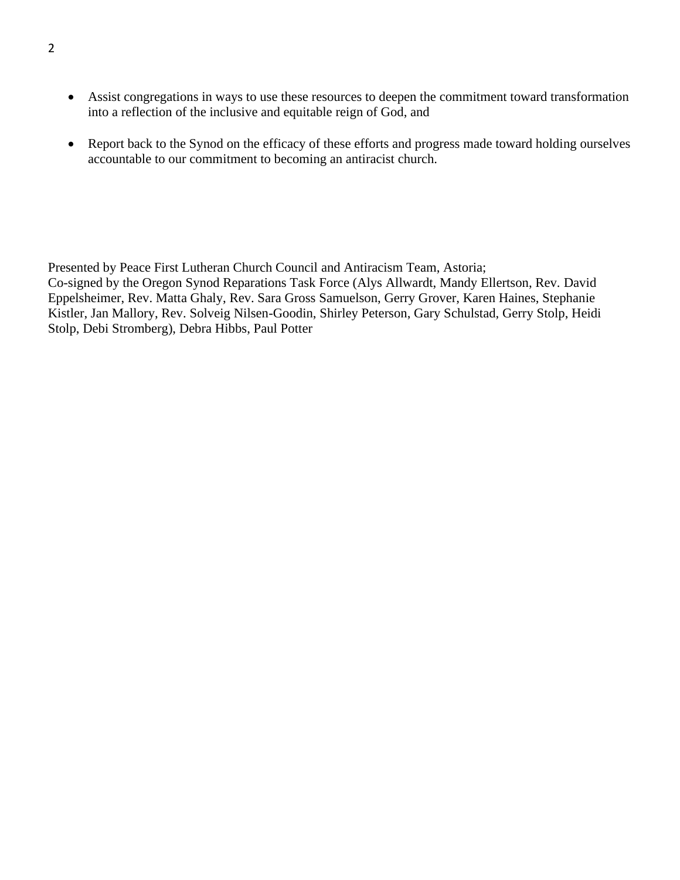- Assist congregations in ways to use these resources to deepen the commitment toward transformation into a reflection of the inclusive and equitable reign of God, and

- Report back to the Synod on the efficacy of these efforts and progress made toward holding ourselves accountable to our commitment to becoming an antiracist church.

Presented by Peace First Lutheran Church Council and Antiracism Team, Astoria;
Co-signed by the Oregon Synod Reparations Task Force (Alys Allwardt, Mandy Ellertson, Rev. David Eppelsheimer, Rev. Matta Ghaly, Rev. Sara Gross Samuelson, Gerry Grover, Karen Haines, Stephanie Kistler, Jan Mallory, Rev. Solveig Nilsen-Goodin, Shirley Peterson, Gary Schulstad, Gerry Stolp, Heidi Stolp, Debi Stromberg), Debra Hibbs, Paul Potter